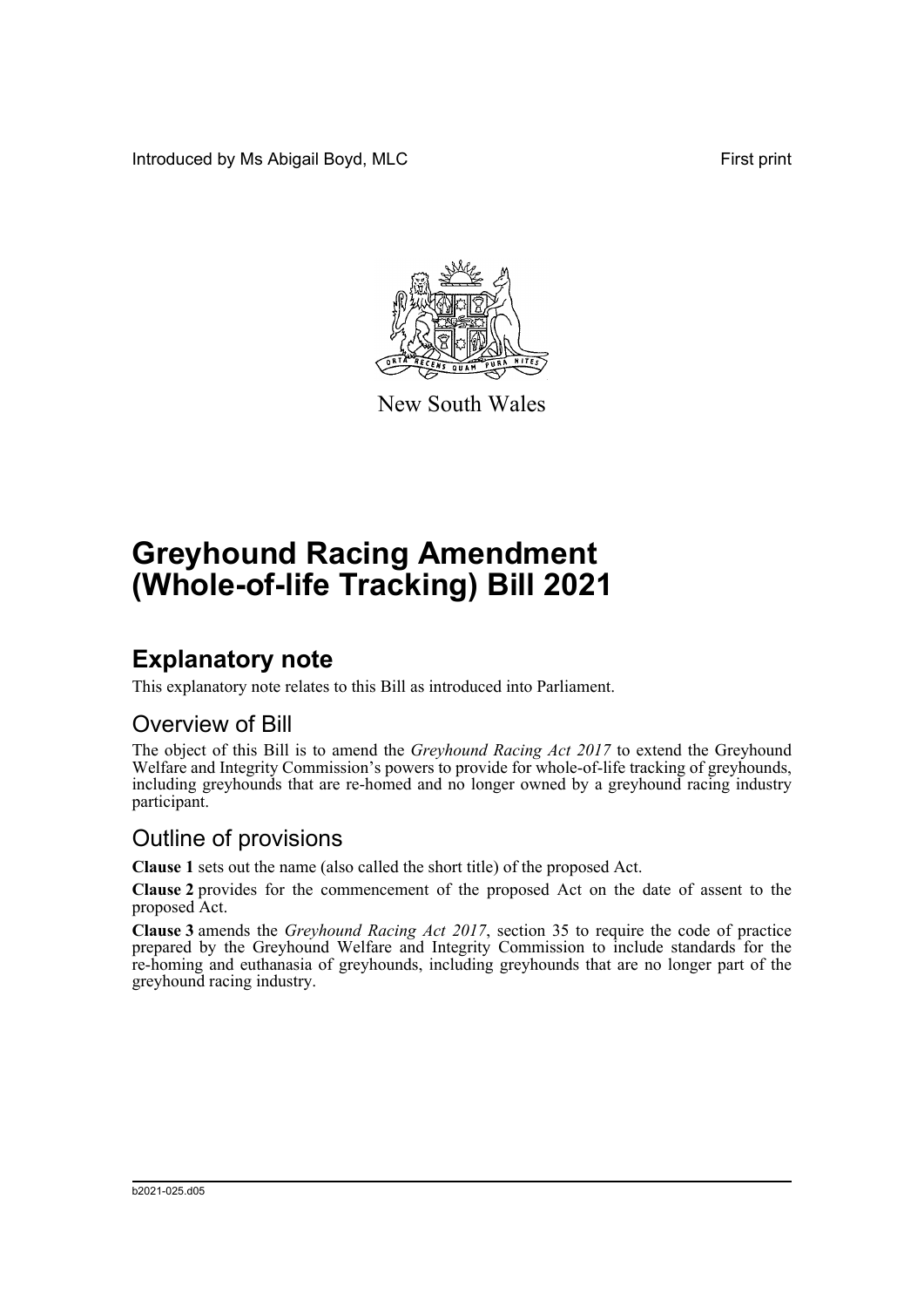Introduced by Ms Abigail Boyd, MLC First print

New South Wales

# Greyhound Racing Amendment (Whole-of-life Tracking) Bill 2021

## Explanatory note

This explanatory note relates to this Bill as introduced into Parliament.

### Overview of Bill

The object of this Bill is to amend the *Greyhound Racing Act 2017* to extend the Greyhound Welfare and Integrity Commission's powers to provide for whole-of-life tracking of greyhounds, including greyhounds that are re-homed and no longer owned by a greyhound racing industry participant.

### Outline of provisions

**Clause 1** sets out the name (also called the short title) of the proposed Act.

**Clause 2** provides for the commencement of the proposed Act on the date of assent to the proposed Act.

**Clause 3** amends the *Greyhound Racing Act 2017*, section 35 to require the code of practice prepared by the Greyhound Welfare and Integrity Commission to include standards for the re-homing and euthanasia of greyhounds, including greyhounds that are no longer part of the greyhound racing industry.

b2021-025.d05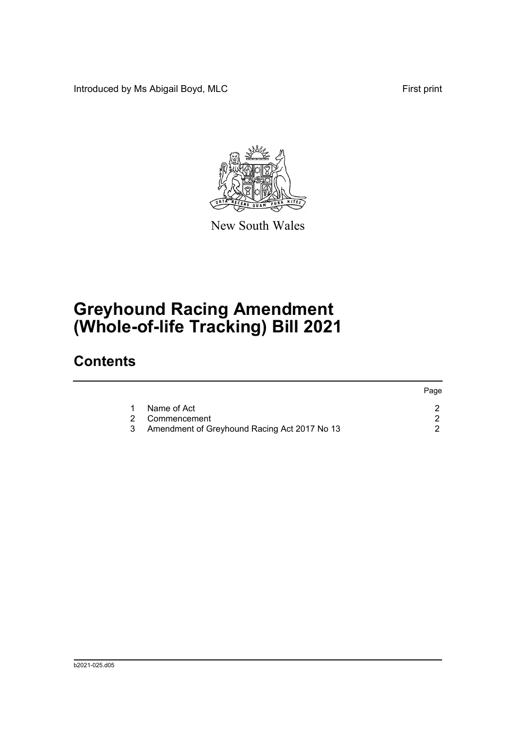Introduced by Ms Abigail Boyd, MLC First print

New South Wales

# Greyhound Racing Amendment (Whole-of-life Tracking) Bill 2021

## Contents

| | | Page |
|---|---|---|
| 1 | Name of Act | 2 |
| 2 | Commencement | 2 |
| 3 | Amendment of Greyhound Racing Act 2017 No 13 | 2 |

b2021-025.d05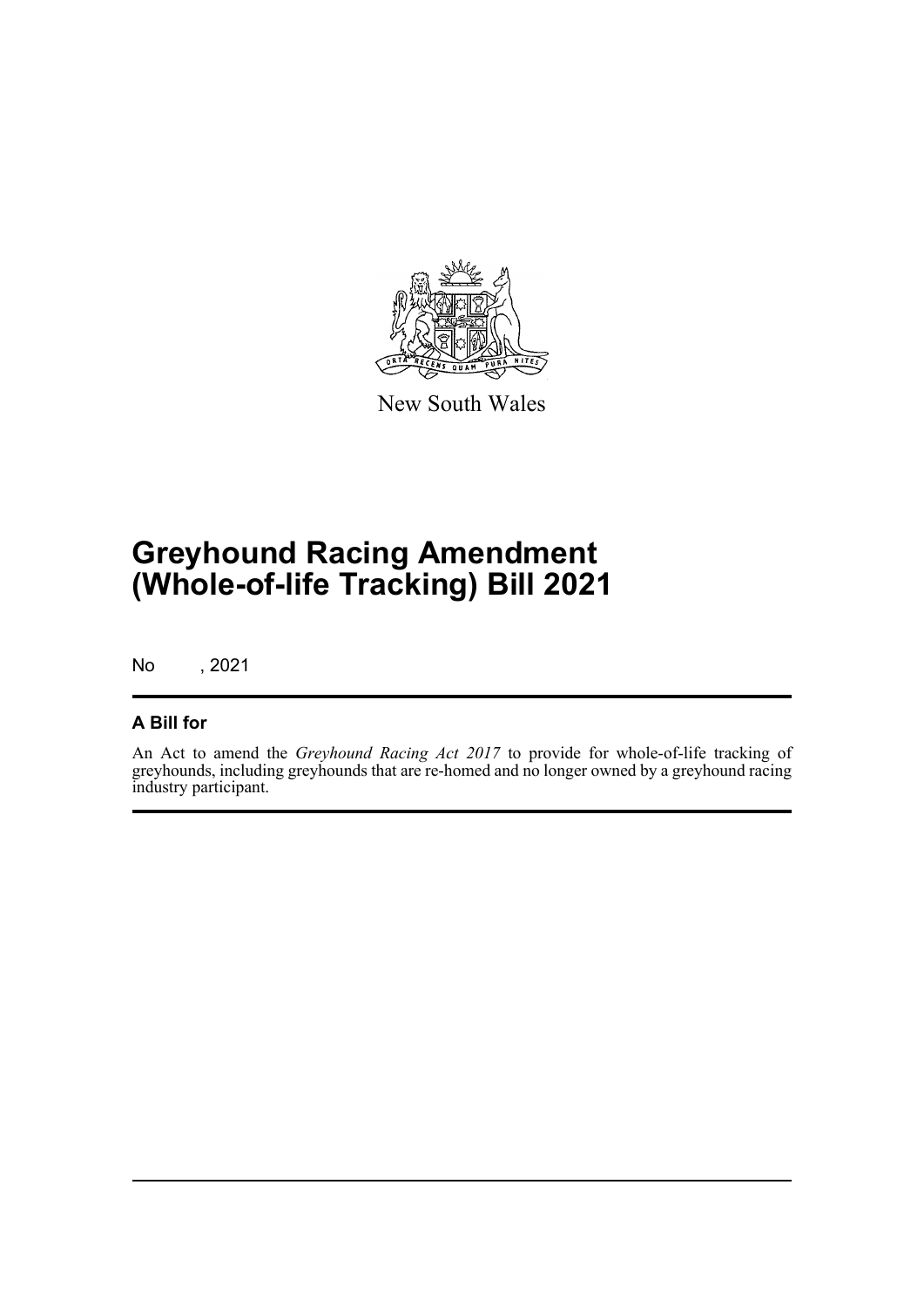New South Wales

# Greyhound Racing Amendment (Whole-of-life Tracking) Bill 2021

No , 2021

## A Bill for

An Act to amend the *Greyhound Racing Act 2017* to provide for whole-of-life tracking of greyhounds, including greyhounds that are re-homed and no longer owned by a greyhound racing industry participant.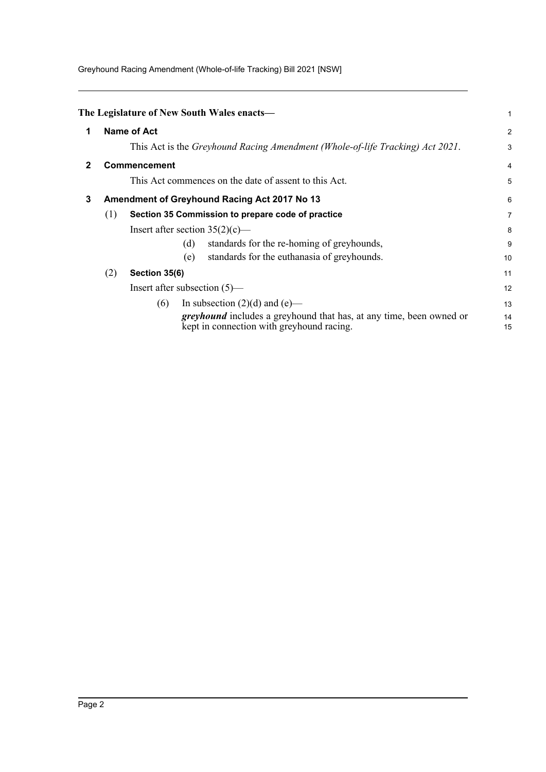**The Legislature of New South Wales enacts—**

## 1 Name of Act

This Act is the *Greyhound Racing Amendment (Whole-of-life Tracking) Act 2021*.

## 2 Commencement

This Act commences on the date of assent to this Act.

## 3 Amendment of Greyhound Racing Act 2017 No 13

### (1) Section 35 Commission to prepare code of practice

Insert after section 35(2)(c)—

(d) standards for the re-homing of greyhounds,

(e) standards for the euthanasia of greyhounds.

### (2) Section 35(6)

Insert after subsection (5)—

(6) In subsection (2)(d) and (e)—

***greyhound*** includes a greyhound that has, at any time, been owned or kept in connection with greyhound racing.